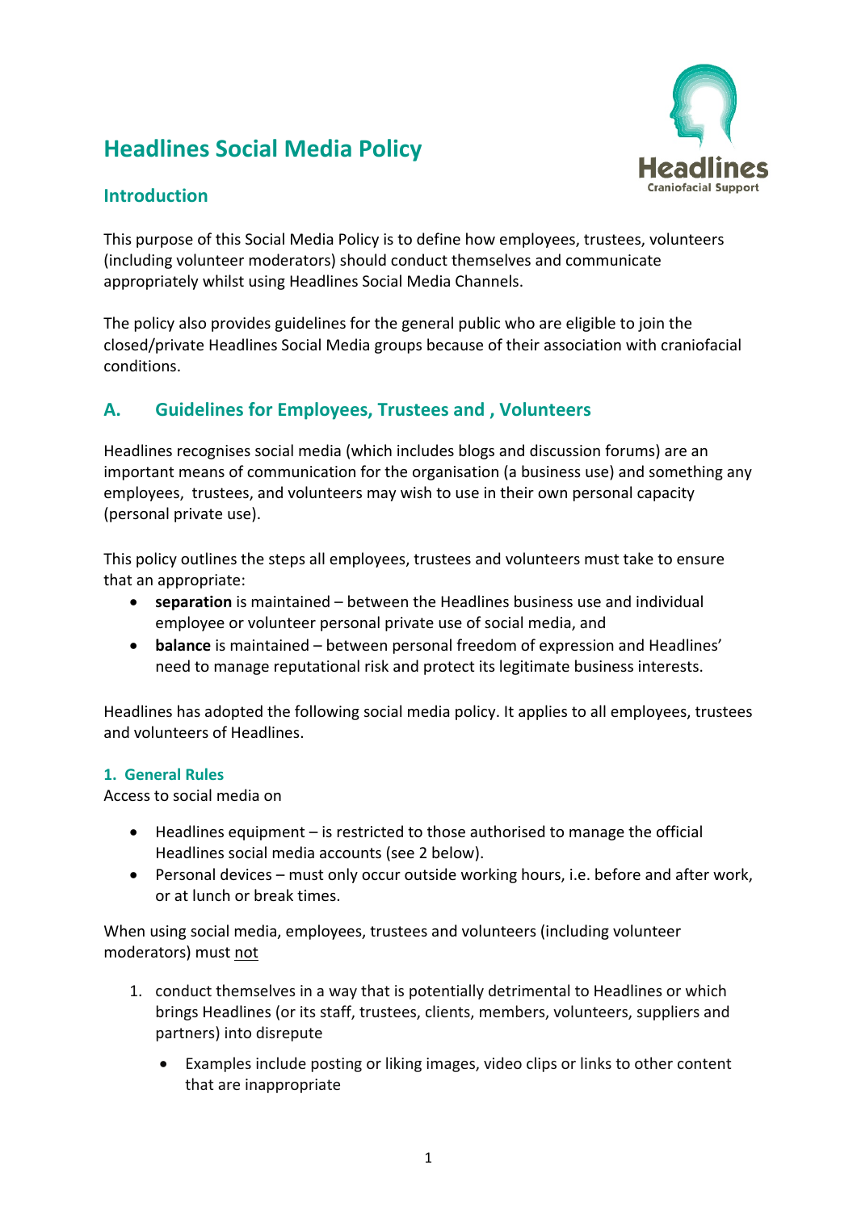# Headlines Social Media Policy

## Introduction

This purpose of this Social Media Policy is to define how employees, trustees, volunteers (including volunteer moderators) should conduct themselves and communicate appropriately whilst using Headlines Social Media Channels.

The policy also provides guidelines for the general public who are eligible to join the closed/private Headlines Social Media groups because of their association with craniofacial conditions.

## A. Guidelines for Employees, Trustees and , Volunteers

Headlines recognises social media (which includes blogs and discussion forums) are an important means of communication for the organisation (a business use) and something any employees, trustees, and volunteers may wish to use in their own personal capacity (personal private use).

This policy outlines the steps all employees, trustees and volunteers must take to ensure that an appropriate:

- **separation** is maintained – between the Headlines business use and individual employee or volunteer personal private use of social media, and
- **balance** is maintained – between personal freedom of expression and Headlines' need to manage reputational risk and protect its legitimate business interests.

Headlines has adopted the following social media policy. It applies to all employees, trustees and volunteers of Headlines.

### 1. General Rules

Access to social media on

- Headlines equipment – is restricted to those authorised to manage the official Headlines social media accounts (see 2 below).
- Personal devices – must only occur outside working hours, i.e. before and after work, or at lunch or break times.

When using social media, employees, trustees and volunteers (including volunteer moderators) must <u>not</u>

1. conduct themselves in a way that is potentially detrimental to Headlines or which brings Headlines (or its staff, trustees, clients, members, volunteers, suppliers and partners) into disrepute
   - Examples include posting or liking images, video clips or links to other content that are inappropriate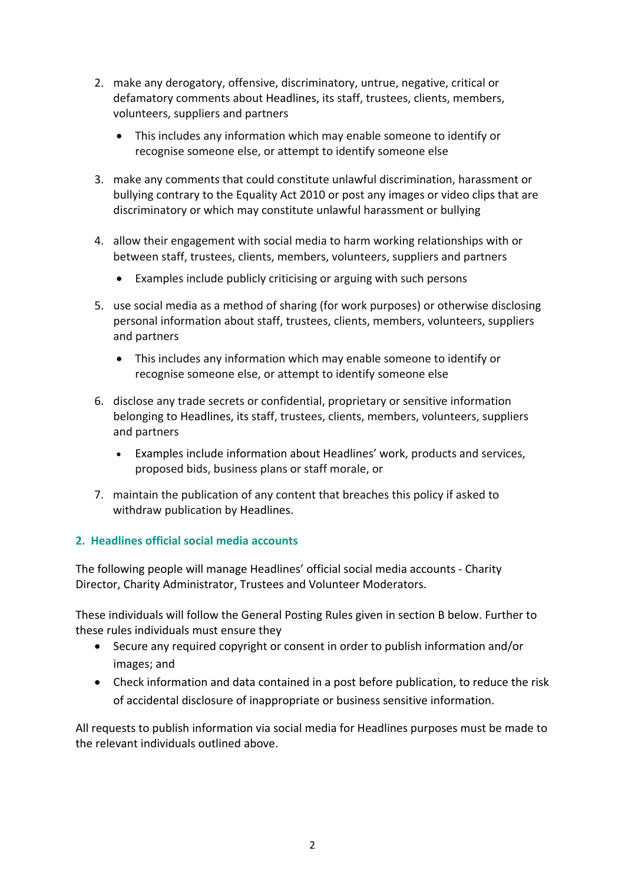2. make any derogatory, offensive, discriminatory, untrue, negative, critical or defamatory comments about Headlines, its staff, trustees, clients, members, volunteers, suppliers and partners
   - This includes any information which may enable someone to identify or recognise someone else, or attempt to identify someone else
3. make any comments that could constitute unlawful discrimination, harassment or bullying contrary to the Equality Act 2010 or post any images or video clips that are discriminatory or which may constitute unlawful harassment or bullying
4. allow their engagement with social media to harm working relationships with or between staff, trustees, clients, members, volunteers, suppliers and partners
   - Examples include publicly criticising or arguing with such persons
5. use social media as a method of sharing (for work purposes) or otherwise disclosing personal information about staff, trustees, clients, members, volunteers, suppliers and partners
   - This includes any information which may enable someone to identify or recognise someone else, or attempt to identify someone else
6. disclose any trade secrets or confidential, proprietary or sensitive information belonging to Headlines, its staff, trustees, clients, members, volunteers, suppliers and partners
   - Examples include information about Headlines' work, products and services, proposed bids, business plans or staff morale, or
7. maintain the publication of any content that breaches this policy if asked to withdraw publication by Headlines.

## 2. Headlines official social media accounts

The following people will manage Headlines' official social media accounts - Charity Director, Charity Administrator, Trustees and Volunteer Moderators.

These individuals will follow the General Posting Rules given in section B below. Further to these rules individuals must ensure they

- Secure any required copyright or consent in order to publish information and/or images; and
- Check information and data contained in a post before publication, to reduce the risk of accidental disclosure of inappropriate or business sensitive information.

All requests to publish information via social media for Headlines purposes must be made to the relevant individuals outlined above.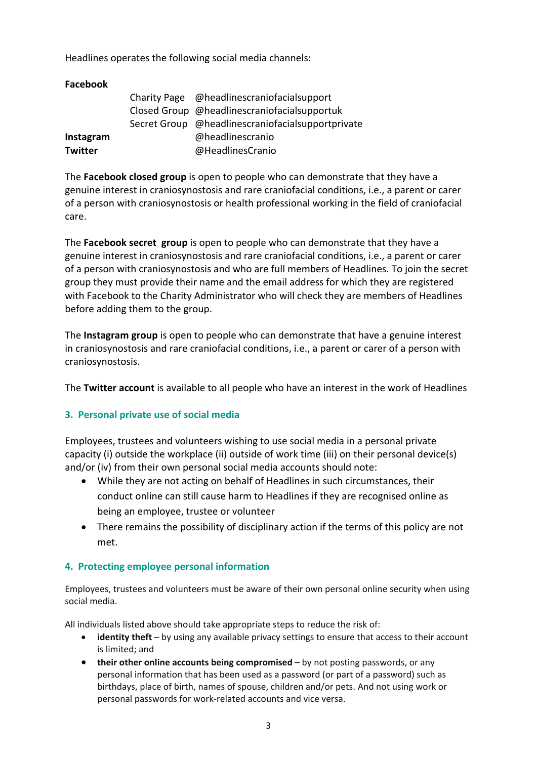Headlines operates the following social media channels:

| | | |
|---|---|---|
| **Facebook** | | |
| | Charity Page | @headlinescraniofacialsupport |
| | Closed Group | @headlinescraniofacialsupportuk |
| | Secret Group | @headlinescraniofacialsupportprivate |
| **Instagram** | | @headlinescranio |
| **Twitter** | | @HeadlinesCranio |

The **Facebook closed group** is open to people who can demonstrate that they have a genuine interest in craniosynostosis and rare craniofacial conditions, i.e., a parent or carer of a person with craniosynostosis or health professional working in the field of craniofacial care.

The **Facebook secret group** is open to people who can demonstrate that they have a genuine interest in craniosynostosis and rare craniofacial conditions, i.e., a parent or carer of a person with craniosynostosis and who are full members of Headlines. To join the secret group they must provide their name and the email address for which they are registered with Facebook to the Charity Administrator who will check they are members of Headlines before adding them to the group.

The **Instagram group** is open to people who can demonstrate that have a genuine interest in craniosynostosis and rare craniofacial conditions, i.e., a parent or carer of a person with craniosynostosis.

The **Twitter account** is available to all people who have an interest in the work of Headlines

## 3. Personal private use of social media

Employees, trustees and volunteers wishing to use social media in a personal private capacity (i) outside the workplace (ii) outside of work time (iii) on their personal device(s) and/or (iv) from their own personal social media accounts should note:

- While they are not acting on behalf of Headlines in such circumstances, their conduct online can still cause harm to Headlines if they are recognised online as being an employee, trustee or volunteer
- There remains the possibility of disciplinary action if the terms of this policy are not met.

## 4. Protecting employee personal information

Employees, trustees and volunteers must be aware of their own personal online security when using social media.

All individuals listed above should take appropriate steps to reduce the risk of:

- **identity theft** – by using any available privacy settings to ensure that access to their account is limited; and
- **their other online accounts being compromised** – by not posting passwords, or any personal information that has been used as a password (or part of a password) such as birthdays, place of birth, names of spouse, children and/or pets. And not using work or personal passwords for work-related accounts and vice versa.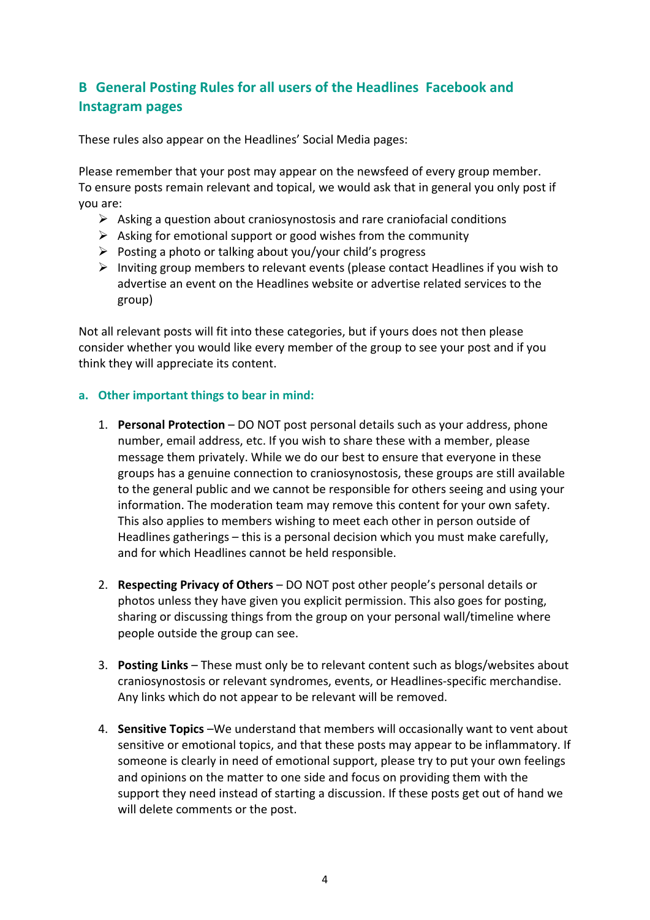## B General Posting Rules for all users of the Headlines Facebook and Instagram pages

These rules also appear on the Headlines' Social Media pages:

Please remember that your post may appear on the newsfeed of every group member. To ensure posts remain relevant and topical, we would ask that in general you only post if you are:

- Asking a question about craniosynostosis and rare craniofacial conditions
- Asking for emotional support or good wishes from the community
- Posting a photo or talking about you/your child's progress
- Inviting group members to relevant events (please contact Headlines if you wish to advertise an event on the Headlines website or advertise related services to the group)

Not all relevant posts will fit into these categories, but if yours does not then please consider whether you would like every member of the group to see your post and if you think they will appreciate its content.

### a. Other important things to bear in mind:

1. **Personal Protection** – DO NOT post personal details such as your address, phone number, email address, etc. If you wish to share these with a member, please message them privately. While we do our best to ensure that everyone in these groups has a genuine connection to craniosynostosis, these groups are still available to the general public and we cannot be responsible for others seeing and using your information. The moderation team may remove this content for your own safety. This also applies to members wishing to meet each other in person outside of Headlines gatherings – this is a personal decision which you must make carefully, and for which Headlines cannot be held responsible.

2. **Respecting Privacy of Others** – DO NOT post other people's personal details or photos unless they have given you explicit permission. This also goes for posting, sharing or discussing things from the group on your personal wall/timeline where people outside the group can see.

3. **Posting Links** – These must only be to relevant content such as blogs/websites about craniosynostosis or relevant syndromes, events, or Headlines-specific merchandise. Any links which do not appear to be relevant will be removed.

4. **Sensitive Topics** –We understand that members will occasionally want to vent about sensitive or emotional topics, and that these posts may appear to be inflammatory. If someone is clearly in need of emotional support, please try to put your own feelings and opinions on the matter to one side and focus on providing them with the support they need instead of starting a discussion. If these posts get out of hand we will delete comments or the post.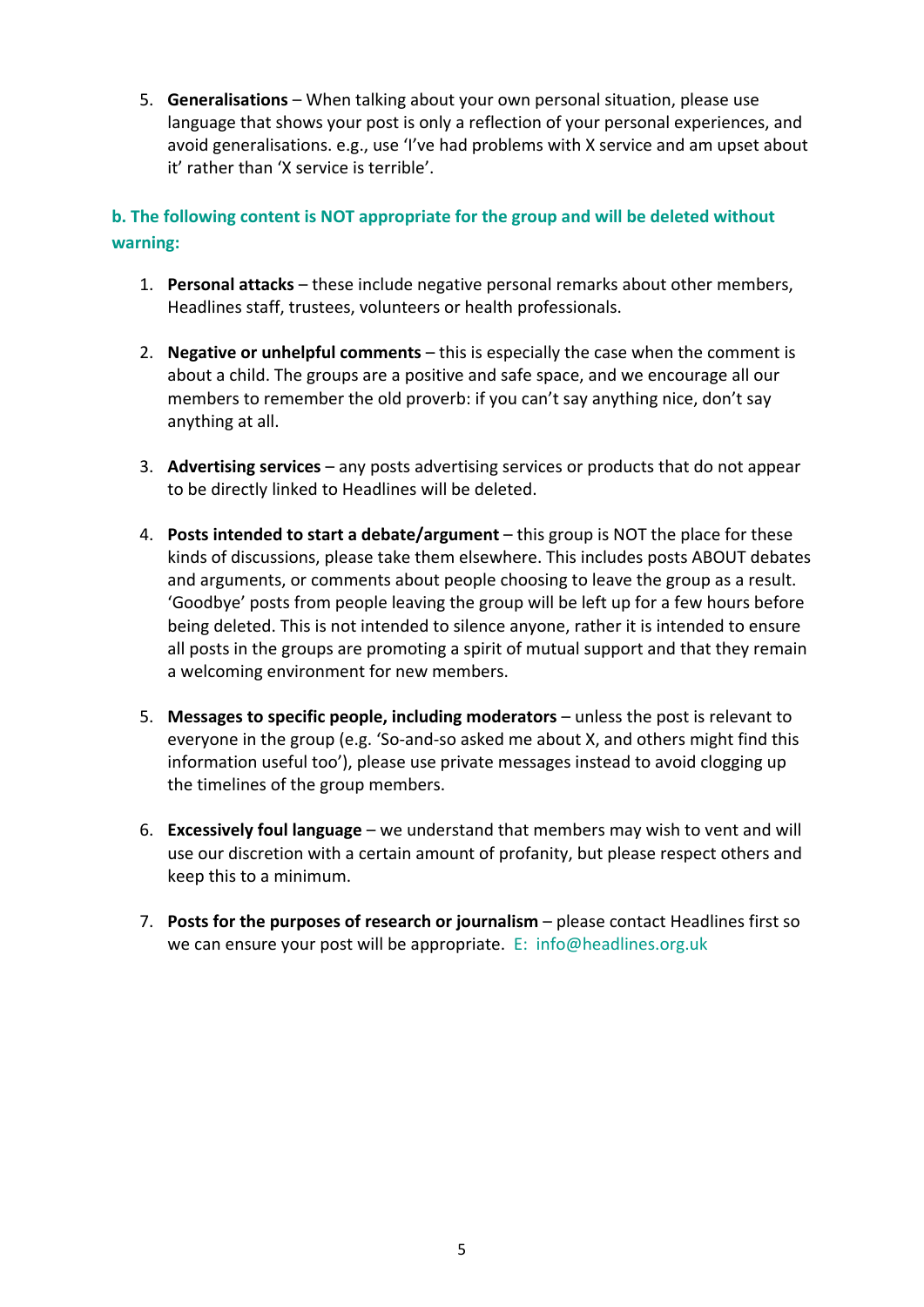5. **Generalisations** – When talking about your own personal situation, please use language that shows your post is only a reflection of your personal experiences, and avoid generalisations. e.g., use 'I've had problems with X service and am upset about it' rather than 'X service is terrible'.

### b. The following content is NOT appropriate for the group and will be deleted without warning:

1. **Personal attacks** – these include negative personal remarks about other members, Headlines staff, trustees, volunteers or health professionals.

2. **Negative or unhelpful comments** – this is especially the case when the comment is about a child. The groups are a positive and safe space, and we encourage all our members to remember the old proverb: if you can't say anything nice, don't say anything at all.

3. **Advertising services** – any posts advertising services or products that do not appear to be directly linked to Headlines will be deleted.

4. **Posts intended to start a debate/argument** – this group is NOT the place for these kinds of discussions, please take them elsewhere. This includes posts ABOUT debates and arguments, or comments about people choosing to leave the group as a result. 'Goodbye' posts from people leaving the group will be left up for a few hours before being deleted. This is not intended to silence anyone, rather it is intended to ensure all posts in the groups are promoting a spirit of mutual support and that they remain a welcoming environment for new members.

5. **Messages to specific people, including moderators** – unless the post is relevant to everyone in the group (e.g. 'So-and-so asked me about X, and others might find this information useful too'), please use private messages instead to avoid clogging up the timelines of the group members.

6. **Excessively foul language** – we understand that members may wish to vent and will use our discretion with a certain amount of profanity, but please respect others and keep this to a minimum.

7. **Posts for the purposes of research or journalism** – please contact Headlines first so we can ensure your post will be appropriate. E: info@headlines.org.uk